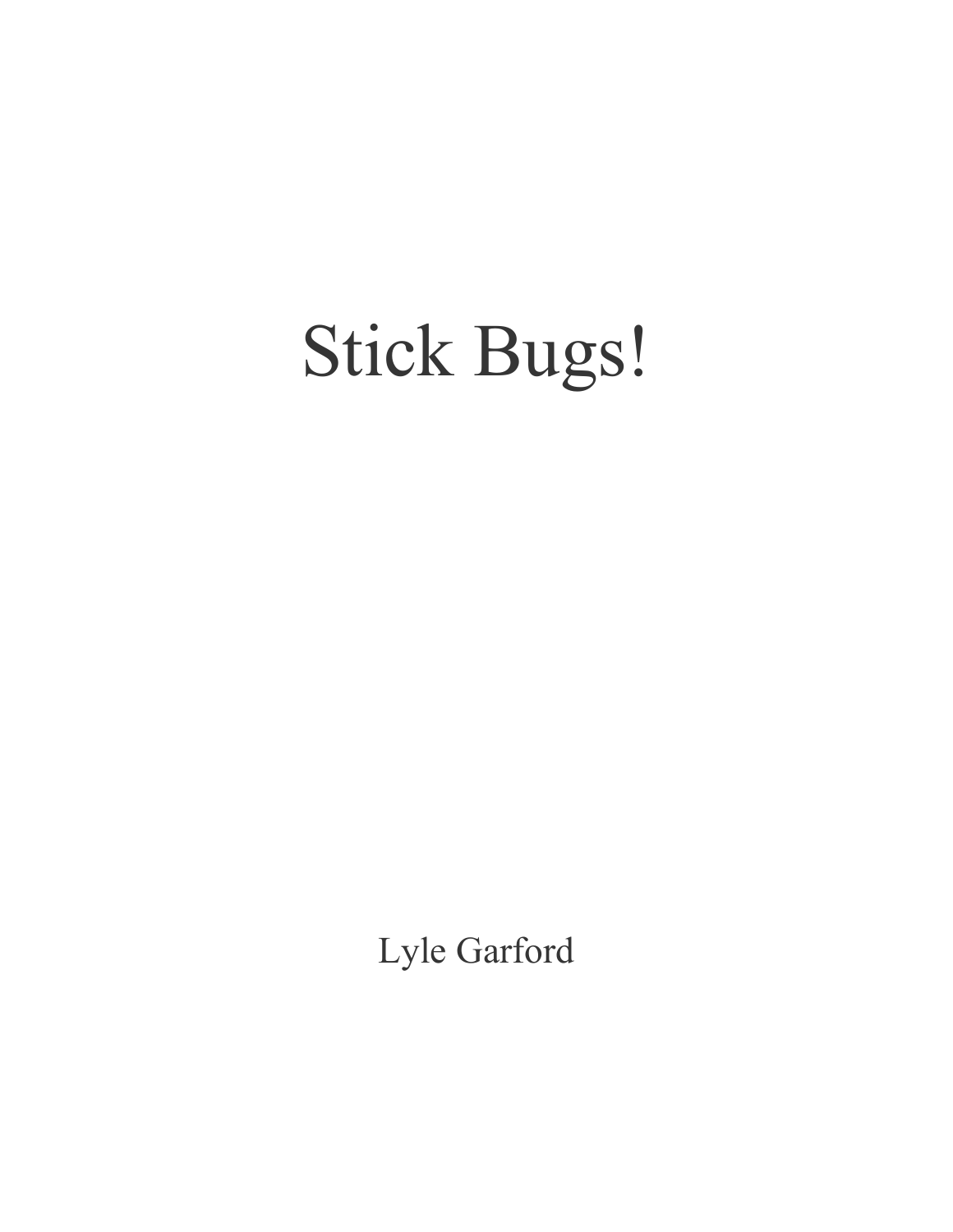# Stick Bugs!

Lyle Garford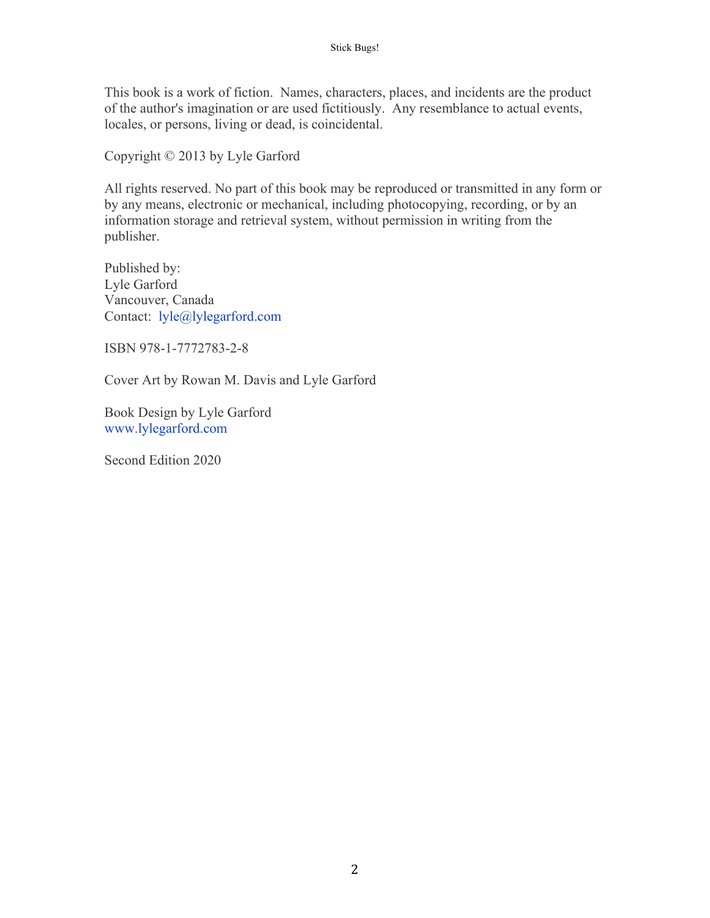This book is a work of fiction. Names, characters, places, and incidents are the product of the author's imagination or are used fictitiously. Any resemblance to actual events, locales, or persons, living or dead, is coincidental.

Copyright © 2013 by Lyle Garford

All rights reserved. No part of this book may be reproduced or transmitted in any form or by any means, electronic or mechanical, including photocopying, recording, or by an information storage and retrieval system, without permission in writing from the publisher.

Published by:
Lyle Garford
Vancouver, Canada
Contact: lyle@lylegarford.com

ISBN 978-1-7772783-2-8

Cover Art by Rowan M. Davis and Lyle Garford

Book Design by Lyle Garford
www.lylegarford.com

Second Edition 2020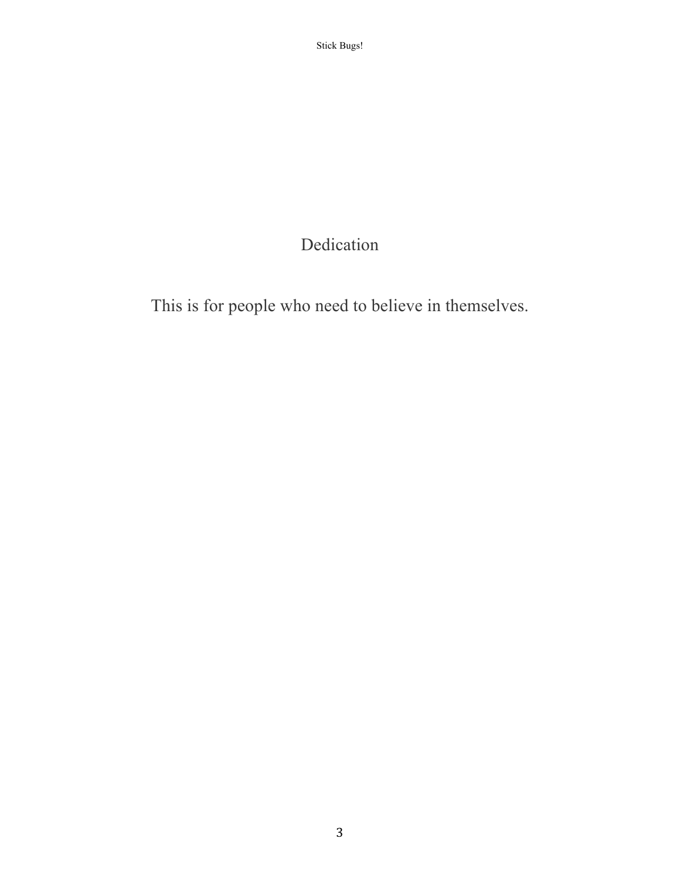# Dedication

This is for people who need to believe in themselves.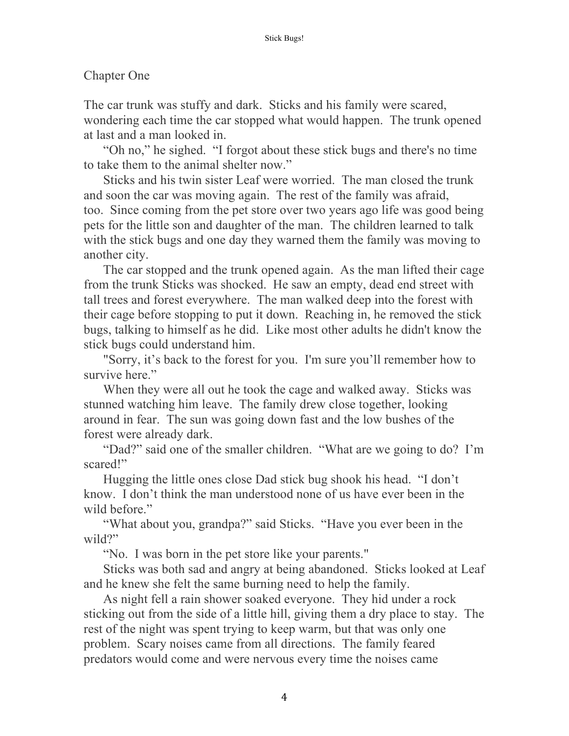## Chapter One

The car trunk was stuffy and dark. Sticks and his family were scared, wondering each time the car stopped what would happen. The trunk opened at last and a man looked in.

"Oh no," he sighed. "I forgot about these stick bugs and there's no time to take them to the animal shelter now."

Sticks and his twin sister Leaf were worried. The man closed the trunk and soon the car was moving again. The rest of the family was afraid, too. Since coming from the pet store over two years ago life was good being pets for the little son and daughter of the man. The children learned to talk with the stick bugs and one day they warned them the family was moving to another city.

The car stopped and the trunk opened again. As the man lifted their cage from the trunk Sticks was shocked. He saw an empty, dead end street with tall trees and forest everywhere. The man walked deep into the forest with their cage before stopping to put it down. Reaching in, he removed the stick bugs, talking to himself as he did. Like most other adults he didn't know the stick bugs could understand him.

"Sorry, it's back to the forest for you. I'm sure you'll remember how to survive here."

When they were all out he took the cage and walked away. Sticks was stunned watching him leave. The family drew close together, looking around in fear. The sun was going down fast and the low bushes of the forest were already dark.

"Dad?" said one of the smaller children. "What are we going to do? I'm scared!"

Hugging the little ones close Dad stick bug shook his head. "I don't know. I don't think the man understood none of us have ever been in the wild before."

"What about you, grandpa?" said Sticks. "Have you ever been in the wild?"

"No. I was born in the pet store like your parents."

Sticks was both sad and angry at being abandoned. Sticks looked at Leaf and he knew she felt the same burning need to help the family.

As night fell a rain shower soaked everyone. They hid under a rock sticking out from the side of a little hill, giving them a dry place to stay. The rest of the night was spent trying to keep warm, but that was only one problem. Scary noises came from all directions. The family feared predators would come and were nervous every time the noises came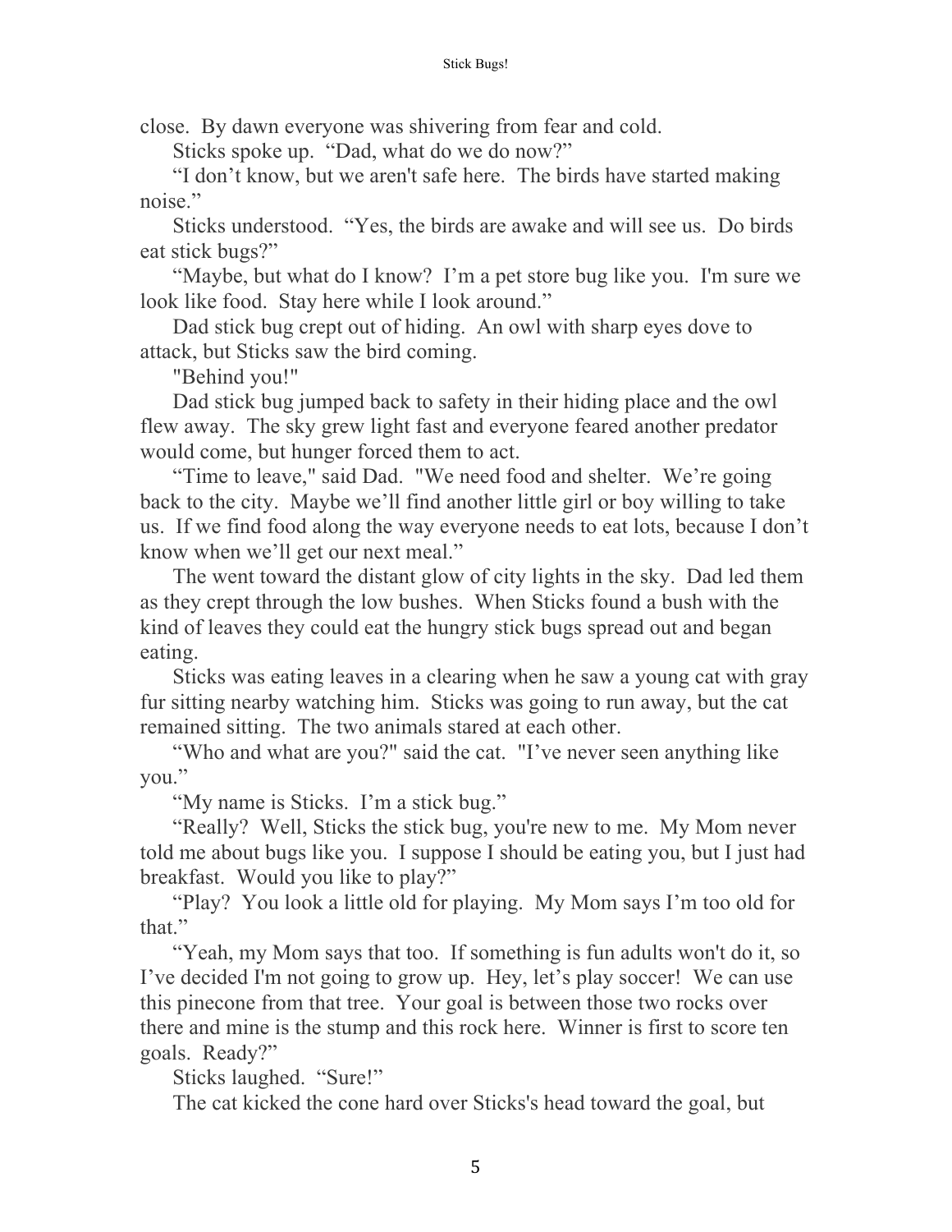close. By dawn everyone was shivering from fear and cold.

Sticks spoke up. “Dad, what do we do now?”

“I don’t know, but we aren't safe here. The birds have started making noise.”

Sticks understood. “Yes, the birds are awake and will see us. Do birds eat stick bugs?”

“Maybe, but what do I know? I’m a pet store bug like you. I'm sure we look like food. Stay here while I look around.”

Dad stick bug crept out of hiding. An owl with sharp eyes dove to attack, but Sticks saw the bird coming.

"Behind you!"

Dad stick bug jumped back to safety in their hiding place and the owl flew away. The sky grew light fast and everyone feared another predator would come, but hunger forced them to act.

“Time to leave," said Dad. "We need food and shelter. We’re going back to the city. Maybe we’ll find another little girl or boy willing to take us. If we find food along the way everyone needs to eat lots, because I don’t know when we’ll get our next meal.”

The went toward the distant glow of city lights in the sky. Dad led them as they crept through the low bushes. When Sticks found a bush with the kind of leaves they could eat the hungry stick bugs spread out and began eating.

Sticks was eating leaves in a clearing when he saw a young cat with gray fur sitting nearby watching him. Sticks was going to run away, but the cat remained sitting. The two animals stared at each other.

“Who and what are you?" said the cat. "I’ve never seen anything like you.”

“My name is Sticks. I’m a stick bug.”

“Really? Well, Sticks the stick bug, you're new to me. My Mom never told me about bugs like you. I suppose I should be eating you, but I just had breakfast. Would you like to play?”

“Play? You look a little old for playing. My Mom says I’m too old for that.”

“Yeah, my Mom says that too. If something is fun adults won't do it, so I’ve decided I'm not going to grow up. Hey, let’s play soccer! We can use this pinecone from that tree. Your goal is between those two rocks over there and mine is the stump and this rock here. Winner is first to score ten goals. Ready?”

Sticks laughed. “Sure!”

The cat kicked the cone hard over Sticks's head toward the goal, but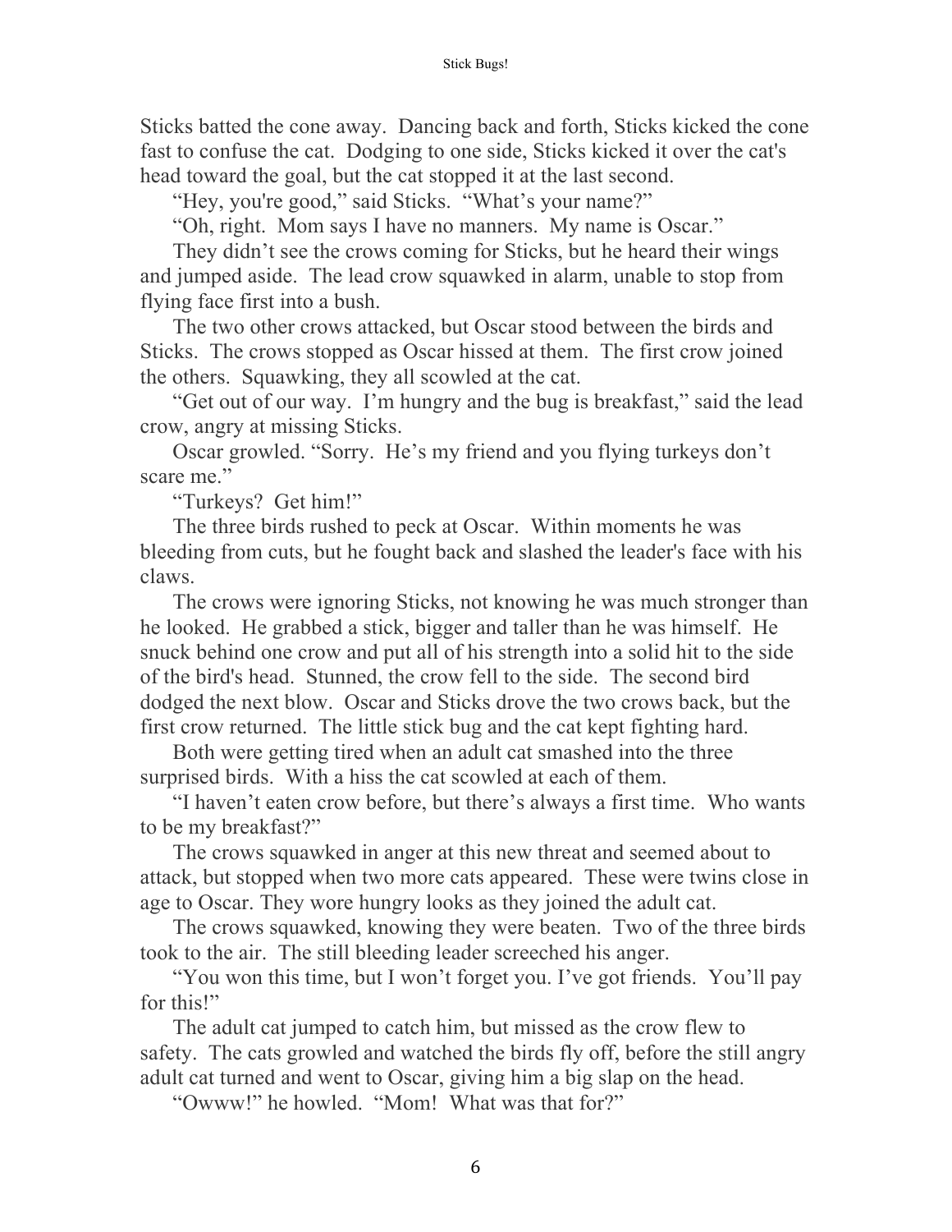Sticks batted the cone away. Dancing back and forth, Sticks kicked the cone fast to confuse the cat. Dodging to one side, Sticks kicked it over the cat's head toward the goal, but the cat stopped it at the last second.

"Hey, you're good," said Sticks. "What's your name?"

"Oh, right. Mom says I have no manners. My name is Oscar."

They didn't see the crows coming for Sticks, but he heard their wings and jumped aside. The lead crow squawked in alarm, unable to stop from flying face first into a bush.

The two other crows attacked, but Oscar stood between the birds and Sticks. The crows stopped as Oscar hissed at them. The first crow joined the others. Squawking, they all scowled at the cat.

"Get out of our way. I'm hungry and the bug is breakfast," said the lead crow, angry at missing Sticks.

Oscar growled. "Sorry. He's my friend and you flying turkeys don't scare me."

"Turkeys? Get him!"

The three birds rushed to peck at Oscar. Within moments he was bleeding from cuts, but he fought back and slashed the leader's face with his claws.

The crows were ignoring Sticks, not knowing he was much stronger than he looked. He grabbed a stick, bigger and taller than he was himself. He snuck behind one crow and put all of his strength into a solid hit to the side of the bird's head. Stunned, the crow fell to the side. The second bird dodged the next blow. Oscar and Sticks drove the two crows back, but the first crow returned. The little stick bug and the cat kept fighting hard.

Both were getting tired when an adult cat smashed into the three surprised birds. With a hiss the cat scowled at each of them.

"I haven't eaten crow before, but there's always a first time. Who wants to be my breakfast?"

The crows squawked in anger at this new threat and seemed about to attack, but stopped when two more cats appeared. These were twins close in age to Oscar. They wore hungry looks as they joined the adult cat.

The crows squawked, knowing they were beaten. Two of the three birds took to the air. The still bleeding leader screeched his anger.

"You won this time, but I won't forget you. I've got friends. You'll pay for this!"

The adult cat jumped to catch him, but missed as the crow flew to safety. The cats growled and watched the birds fly off, before the still angry adult cat turned and went to Oscar, giving him a big slap on the head.

"Owww!" he howled. "Mom! What was that for?"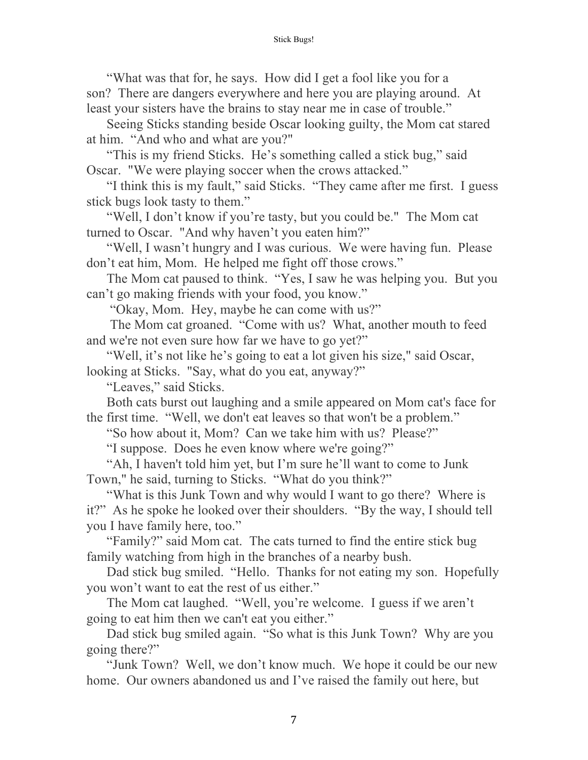"What was that for, he says. How did I get a fool like you for a son? There are dangers everywhere and here you are playing around. At least your sisters have the brains to stay near me in case of trouble."

Seeing Sticks standing beside Oscar looking guilty, the Mom cat stared at him. "And who and what are you?"

"This is my friend Sticks. He's something called a stick bug," said Oscar. "We were playing soccer when the crows attacked."

"I think this is my fault," said Sticks. "They came after me first. I guess stick bugs look tasty to them."

"Well, I don't know if you're tasty, but you could be." The Mom cat turned to Oscar. "And why haven't you eaten him?"

"Well, I wasn't hungry and I was curious. We were having fun. Please don't eat him, Mom. He helped me fight off those crows."

The Mom cat paused to think. "Yes, I saw he was helping you. But you can't go making friends with your food, you know."

"Okay, Mom. Hey, maybe he can come with us?"

The Mom cat groaned. "Come with us? What, another mouth to feed and we're not even sure how far we have to go yet?"

"Well, it's not like he's going to eat a lot given his size," said Oscar, looking at Sticks. "Say, what do you eat, anyway?"

"Leaves," said Sticks.

Both cats burst out laughing and a smile appeared on Mom cat's face for the first time. "Well, we don't eat leaves so that won't be a problem."

"So how about it, Mom? Can we take him with us? Please?"

"I suppose. Does he even know where we're going?"

"Ah, I haven't told him yet, but I'm sure he'll want to come to Junk Town," he said, turning to Sticks. "What do you think?"

"What is this Junk Town and why would I want to go there? Where is it?" As he spoke he looked over their shoulders. "By the way, I should tell you I have family here, too."

"Family?" said Mom cat. The cats turned to find the entire stick bug family watching from high in the branches of a nearby bush.

Dad stick bug smiled. "Hello. Thanks for not eating my son. Hopefully you won't want to eat the rest of us either."

The Mom cat laughed. "Well, you're welcome. I guess if we aren't going to eat him then we can't eat you either."

Dad stick bug smiled again. "So what is this Junk Town? Why are you going there?"

"Junk Town? Well, we don't know much. We hope it could be our new home. Our owners abandoned us and I've raised the family out here, but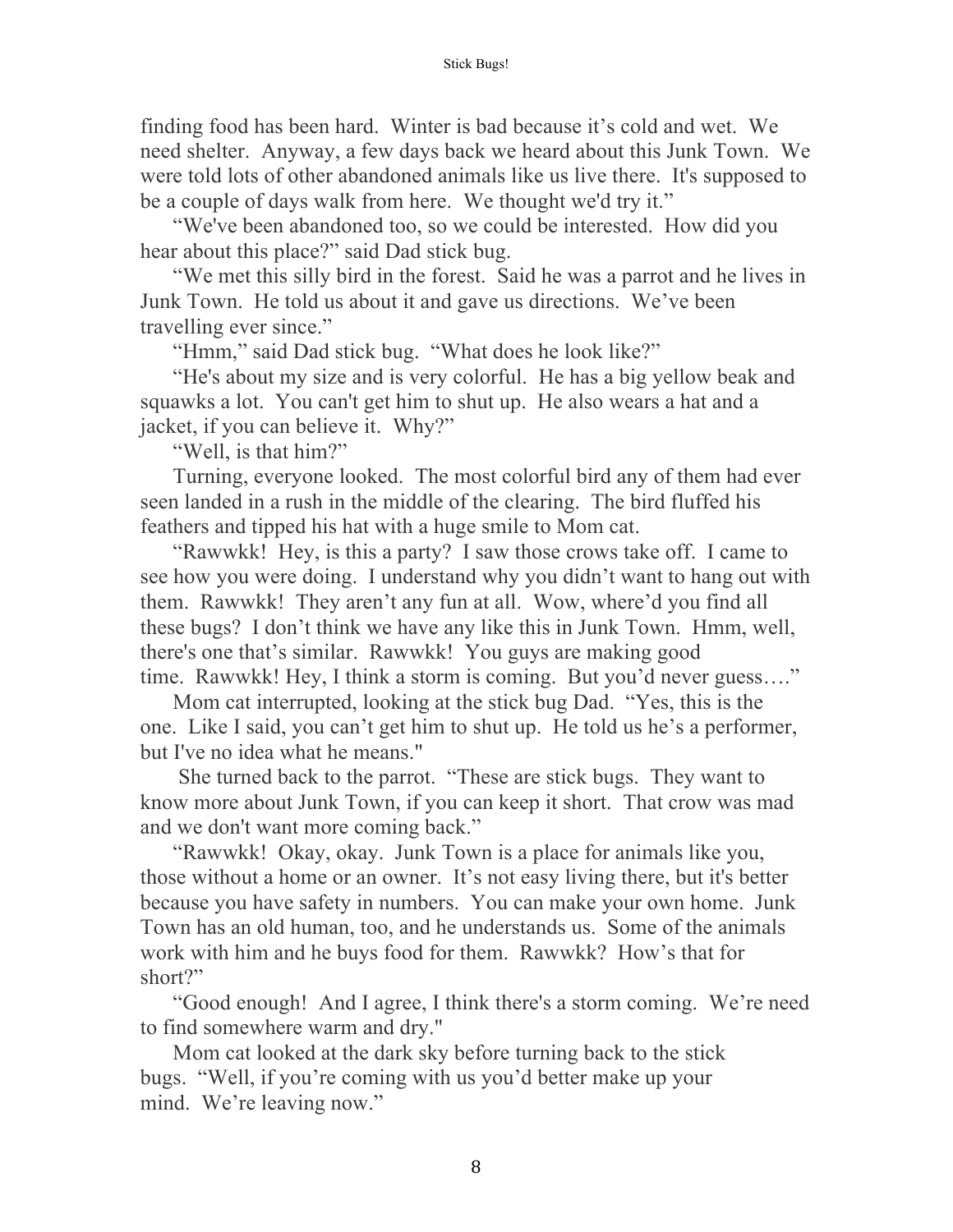finding food has been hard.  Winter is bad because it's cold and wet.  We need shelter.  Anyway, a few days back we heard about this Junk Town.  We were told lots of other abandoned animals like us live there.  It's supposed to be a couple of days walk from here.  We thought we'd try it."

"We've been abandoned too, so we could be interested.  How did you hear about this place?" said Dad stick bug.

"We met this silly bird in the forest.  Said he was a parrot and he lives in Junk Town.  He told us about it and gave us directions.  We've been travelling ever since."

"Hmm," said Dad stick bug.  "What does he look like?"

"He's about my size and is very colorful.  He has a big yellow beak and squawks a lot.  You can't get him to shut up.  He also wears a hat and a jacket, if you can believe it.  Why?"

"Well, is that him?"

Turning, everyone looked.  The most colorful bird any of them had ever seen landed in a rush in the middle of the clearing.  The bird fluffed his feathers and tipped his hat with a huge smile to Mom cat.

"Rawwkk!  Hey, is this a party?  I saw those crows take off.  I came to see how you were doing.  I understand why you didn't want to hang out with them.  Rawwkk!  They aren't any fun at all.  Wow, where'd you find all these bugs?  I don't think we have any like this in Junk Town.  Hmm, well, there's one that's similar.  Rawwkk!  You guys are making good time.  Rawwkk! Hey, I think a storm is coming.  But you'd never guess…."

Mom cat interrupted, looking at the stick bug Dad.  "Yes, this is the one.  Like I said, you can't get him to shut up.  He told us he's a performer, but I've no idea what he means."

She turned back to the parrot.  "These are stick bugs.  They want to know more about Junk Town, if you can keep it short.  That crow was mad and we don't want more coming back."

"Rawwkk!  Okay, okay.  Junk Town is a place for animals like you, those without a home or an owner.  It's not easy living there, but it's better because you have safety in numbers.  You can make your own home.  Junk Town has an old human, too, and he understands us.  Some of the animals work with him and he buys food for them.  Rawwkk?  How's that for short?"

"Good enough!  And I agree, I think there's a storm coming.  We're need to find somewhere warm and dry."

Mom cat looked at the dark sky before turning back to the stick bugs.  "Well, if you're coming with us you'd better make up your mind.  We're leaving now."